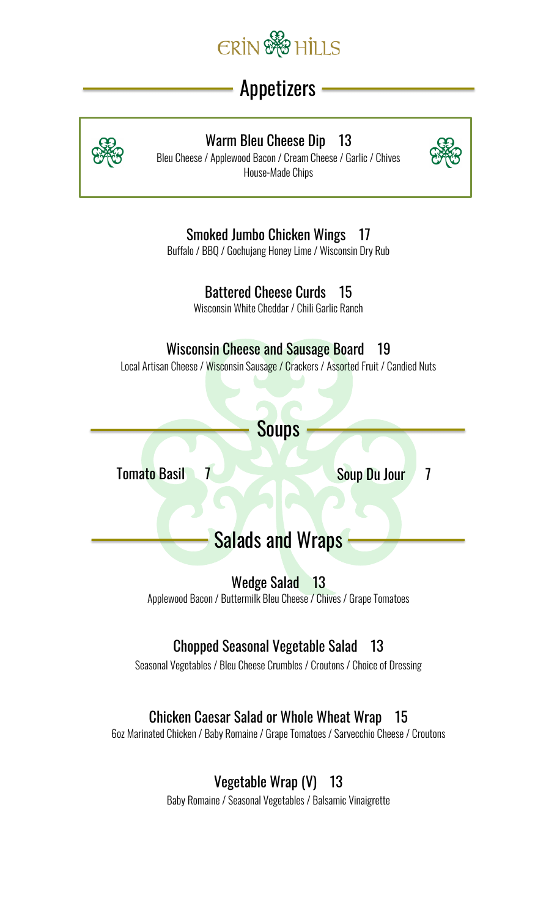# ERIN HILLS

## Appetizers

**Warm Bleu Cheese Dip 13**
Bleu Cheese / Applewood Bacon / Cream Cheese / Garlic / Chives
House-Made Chips

**Smoked Jumbo Chicken Wings 17**
Buffalo / BBQ / Gochujang Honey Lime / Wisconsin Dry Rub

**Battered Cheese Curds 15**
Wisconsin White Cheddar / Chili Garlic Ranch

**Wisconsin Cheese and Sausage Board 19**
Local Artisan Cheese / Wisconsin Sausage / Crackers / Assorted Fruit / Candied Nuts

## Soups

**Tomato Basil 7**

**Soup Du Jour 7**

## Salads and Wraps

**Wedge Salad 13**
Applewood Bacon / Buttermilk Bleu Cheese / Chives / Grape Tomatoes

**Chopped Seasonal Vegetable Salad 13**
Seasonal Vegetables / Bleu Cheese Crumbles / Croutons / Choice of Dressing

**Chicken Caesar Salad or Whole Wheat Wrap 15**
6oz Marinated Chicken / Baby Romaine / Grape Tomatoes / Sarvecchio Cheese / Croutons

**Vegetable Wrap (V) 13**
Baby Romaine / Seasonal Vegetables / Balsamic Vinaigrette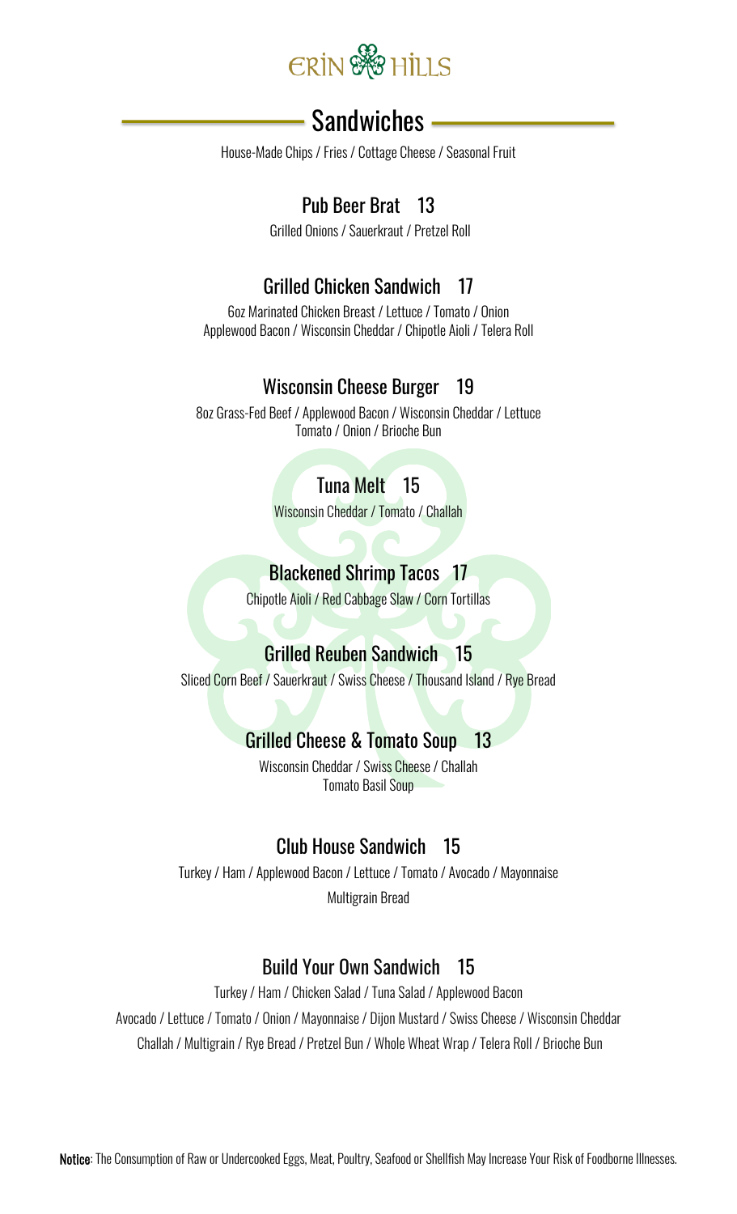ERIN HILLS

## Sandwiches

House-Made Chips / Fries / Cottage Cheese / Seasonal Fruit

### Pub Beer Brat 13

Grilled Onions / Sauerkraut / Pretzel Roll

### Grilled Chicken Sandwich 17

6oz Marinated Chicken Breast / Lettuce / Tomato / Onion
Applewood Bacon / Wisconsin Cheddar / Chipotle Aioli / Telera Roll

### Wisconsin Cheese Burger 19

8oz Grass-Fed Beef / Applewood Bacon / Wisconsin Cheddar / Lettuce
Tomato / Onion / Brioche Bun

### Tuna Melt 15

Wisconsin Cheddar / Tomato / Challah

### Blackened Shrimp Tacos 17

Chipotle Aioli / Red Cabbage Slaw / Corn Tortillas

### Grilled Reuben Sandwich 15

Sliced Corn Beef / Sauerkraut / Swiss Cheese / Thousand Island / Rye Bread

### Grilled Cheese & Tomato Soup 13

Wisconsin Cheddar / Swiss Cheese / Challah
Tomato Basil Soup

### Club House Sandwich 15

Turkey / Ham / Applewood Bacon / Lettuce / Tomato / Avocado / Mayonnaise
Multigrain Bread

### Build Your Own Sandwich 15

Turkey / Ham / Chicken Salad / Tuna Salad / Applewood Bacon
Avocado / Lettuce / Tomato / Onion / Mayonnaise / Dijon Mustard / Swiss Cheese / Wisconsin Cheddar
Challah / Multigrain / Rye Bread / Pretzel Bun / Whole Wheat Wrap / Telera Roll / Brioche Bun

**Notice**: The Consumption of Raw or Undercooked Eggs, Meat, Poultry, Seafood or Shellfish May Increase Your Risk of Foodborne Illnesses.